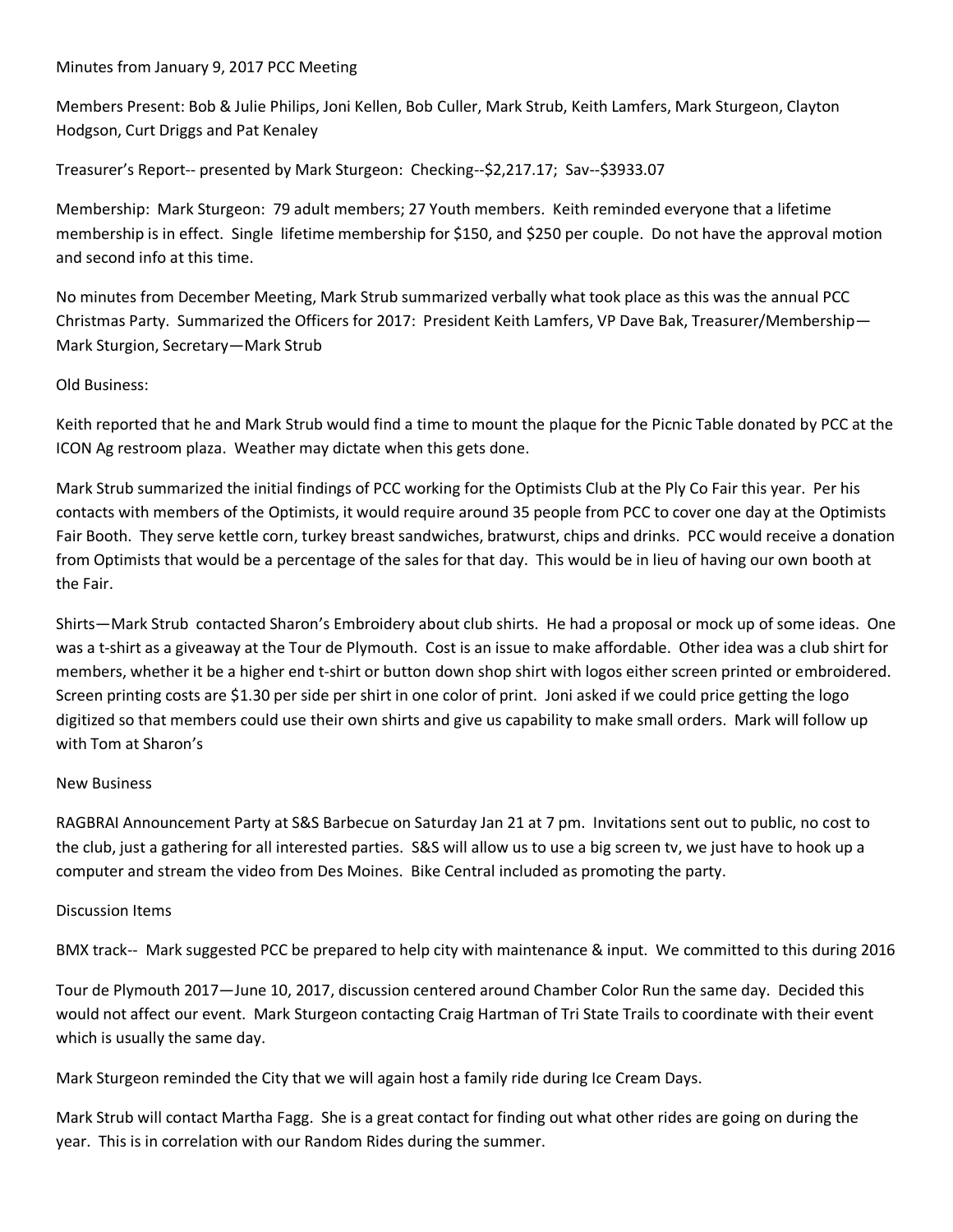Minutes from January 9, 2017 PCC Meeting

Members Present: Bob & Julie Philips, Joni Kellen, Bob Culler, Mark Strub, Keith Lamfers, Mark Sturgeon, Clayton Hodgson, Curt Driggs and Pat Kenaley

Treasurer's Report-- presented by Mark Sturgeon: Checking--$2,217.17; Sav--$3933.07

Membership: Mark Sturgeon: 79 adult members; 27 Youth members. Keith reminded everyone that a lifetime membership is in effect. Single lifetime membership for $150, and $250 per couple. Do not have the approval motion and second info at this time.

No minutes from December Meeting, Mark Strub summarized verbally what took place as this was the annual PCC Christmas Party. Summarized the Officers for 2017: President Keith Lamfers, VP Dave Bak, Treasurer/Membership—Mark Sturgion, Secretary—Mark Strub

Old Business:

Keith reported that he and Mark Strub would find a time to mount the plaque for the Picnic Table donated by PCC at the ICON Ag restroom plaza. Weather may dictate when this gets done.

Mark Strub summarized the initial findings of PCC working for the Optimists Club at the Ply Co Fair this year. Per his contacts with members of the Optimists, it would require around 35 people from PCC to cover one day at the Optimists Fair Booth. They serve kettle corn, turkey breast sandwiches, bratwurst, chips and drinks. PCC would receive a donation from Optimists that would be a percentage of the sales for that day. This would be in lieu of having our own booth at the Fair.

Shirts—Mark Strub contacted Sharon's Embroidery about club shirts. He had a proposal or mock up of some ideas. One was a t-shirt as a giveaway at the Tour de Plymouth. Cost is an issue to make affordable. Other idea was a club shirt for members, whether it be a higher end t-shirt or button down shop shirt with logos either screen printed or embroidered. Screen printing costs are $1.30 per side per shirt in one color of print. Joni asked if we could price getting the logo digitized so that members could use their own shirts and give us capability to make small orders. Mark will follow up with Tom at Sharon's

New Business

RAGBRAI Announcement Party at S&S Barbecue on Saturday Jan 21 at 7 pm. Invitations sent out to public, no cost to the club, just a gathering for all interested parties. S&S will allow us to use a big screen tv, we just have to hook up a computer and stream the video from Des Moines. Bike Central included as promoting the party.

Discussion Items

BMX track-- Mark suggested PCC be prepared to help city with maintenance & input. We committed to this during 2016

Tour de Plymouth 2017—June 10, 2017, discussion centered around Chamber Color Run the same day. Decided this would not affect our event. Mark Sturgeon contacting Craig Hartman of Tri State Trails to coordinate with their event which is usually the same day.

Mark Sturgeon reminded the City that we will again host a family ride during Ice Cream Days.

Mark Strub will contact Martha Fagg. She is a great contact for finding out what other rides are going on during the year. This is in correlation with our Random Rides during the summer.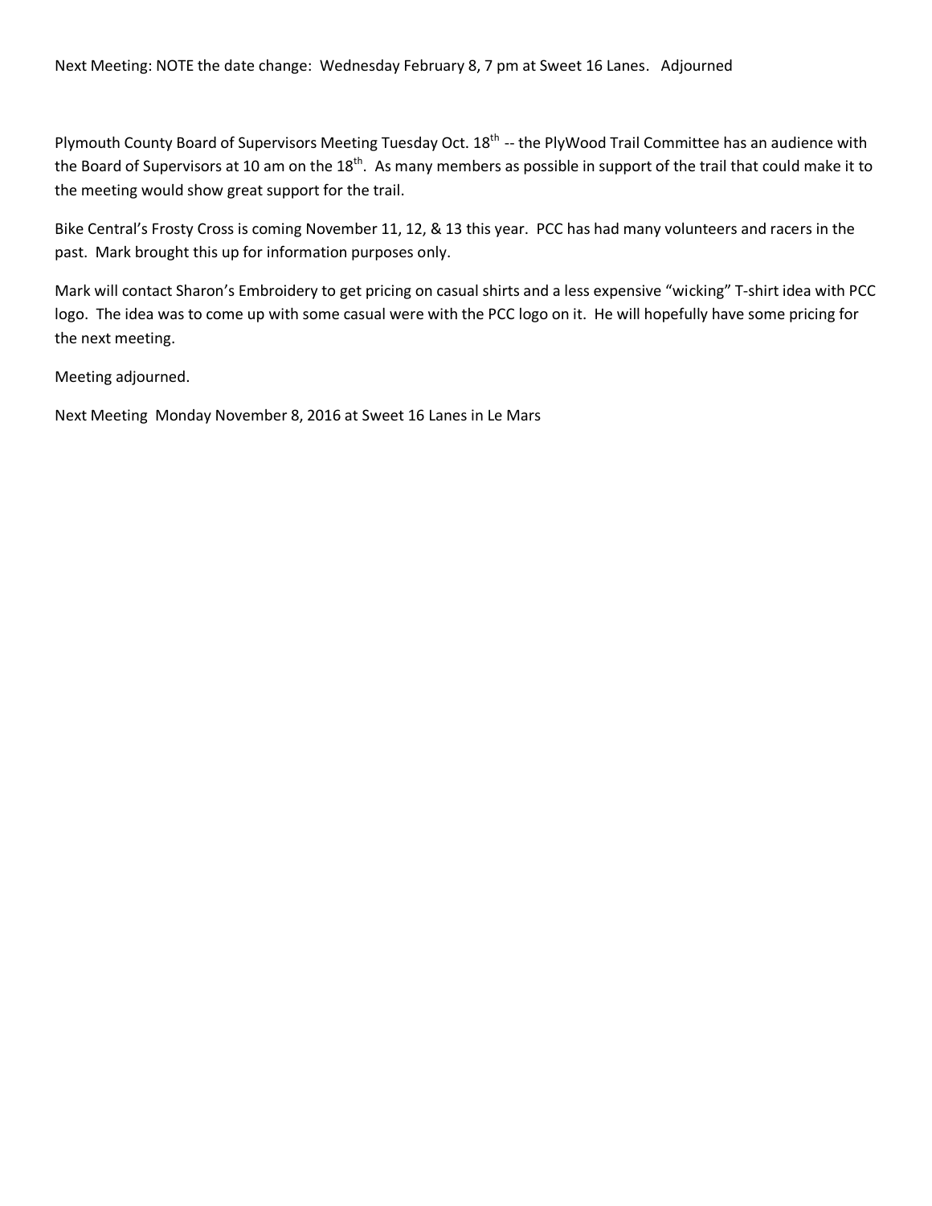Next Meeting: NOTE the date change: Wednesday February 8, 7 pm at Sweet 16 Lanes. Adjourned

Plymouth County Board of Supervisors Meeting Tuesday Oct. 18th -- the PlyWood Trail Committee has an audience with the Board of Supervisors at 10 am on the 18th. As many members as possible in support of the trail that could make it to the meeting would show great support for the trail.

Bike Central's Frosty Cross is coming November 11, 12, & 13 this year. PCC has had many volunteers and racers in the past. Mark brought this up for information purposes only.

Mark will contact Sharon's Embroidery to get pricing on casual shirts and a less expensive "wicking" T-shirt idea with PCC logo. The idea was to come up with some casual were with the PCC logo on it. He will hopefully have some pricing for the next meeting.

Meeting adjourned.

Next Meeting Monday November 8, 2016 at Sweet 16 Lanes in Le Mars